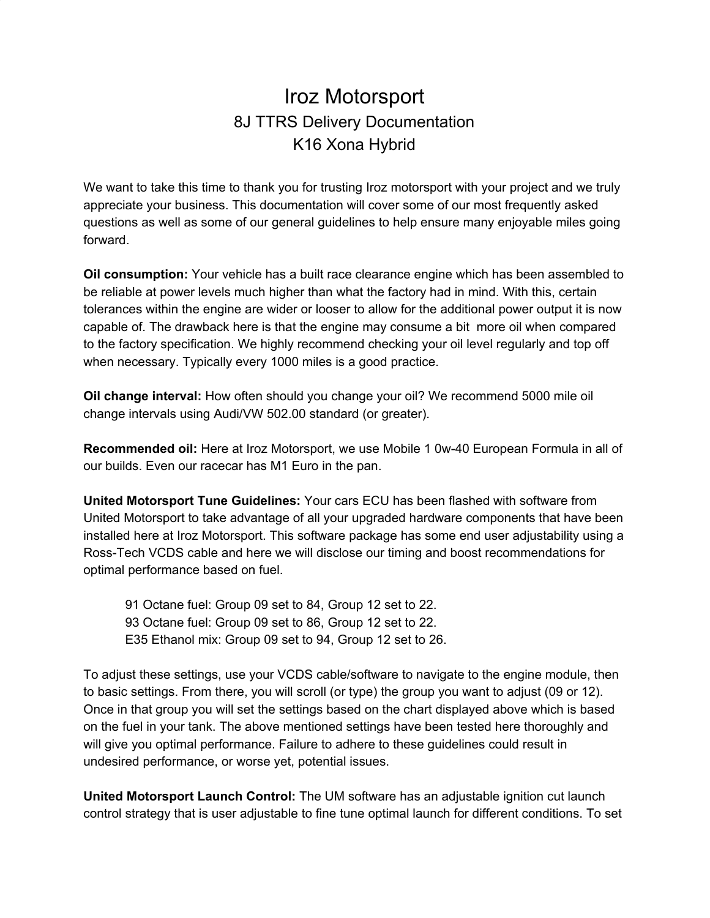# Iroz Motorsport

## 8J TTRS Delivery Documentation

## K16 Xona Hybrid

We want to take this time to thank you for trusting Iroz motorsport with your project and we truly appreciate your business. This documentation will cover some of our most frequently asked questions as well as some of our general guidelines to help ensure many enjoyable miles going forward.

**Oil consumption:** Your vehicle has a built race clearance engine which has been assembled to be reliable at power levels much higher than what the factory had in mind. With this, certain tolerances within the engine are wider or looser to allow for the additional power output it is now capable of. The drawback here is that the engine may consume a bit  more oil when compared to the factory specification. We highly recommend checking your oil level regularly and top off when necessary. Typically every 1000 miles is a good practice.

**Oil change interval:** How often should you change your oil? We recommend 5000 mile oil change intervals using Audi/VW 502.00 standard (or greater).

**Recommended oil:** Here at Iroz Motorsport, we use Mobile 1 0w-40 European Formula in all of our builds. Even our racecar has M1 Euro in the pan.

**United Motorsport Tune Guidelines:** Your cars ECU has been flashed with software from United Motorsport to take advantage of all your upgraded hardware components that have been installed here at Iroz Motorsport. This software package has some end user adjustability using a Ross-Tech VCDS cable and here we will disclose our timing and boost recommendations for optimal performance based on fuel.

> 91 Octane fuel: Group 09 set to 84, Group 12 set to 22.
> 93 Octane fuel: Group 09 set to 86, Group 12 set to 22.
> E35 Ethanol mix: Group 09 set to 94, Group 12 set to 26.

To adjust these settings, use your VCDS cable/software to navigate to the engine module, then to basic settings. From there, you will scroll (or type) the group you want to adjust (09 or 12). Once in that group you will set the settings based on the chart displayed above which is based on the fuel in your tank. The above mentioned settings have been tested here thoroughly and will give you optimal performance. Failure to adhere to these guidelines could result in undesired performance, or worse yet, potential issues.

**United Motorsport Launch Control:** The UM software has an adjustable ignition cut launch control strategy that is user adjustable to fine tune optimal launch for different conditions. To set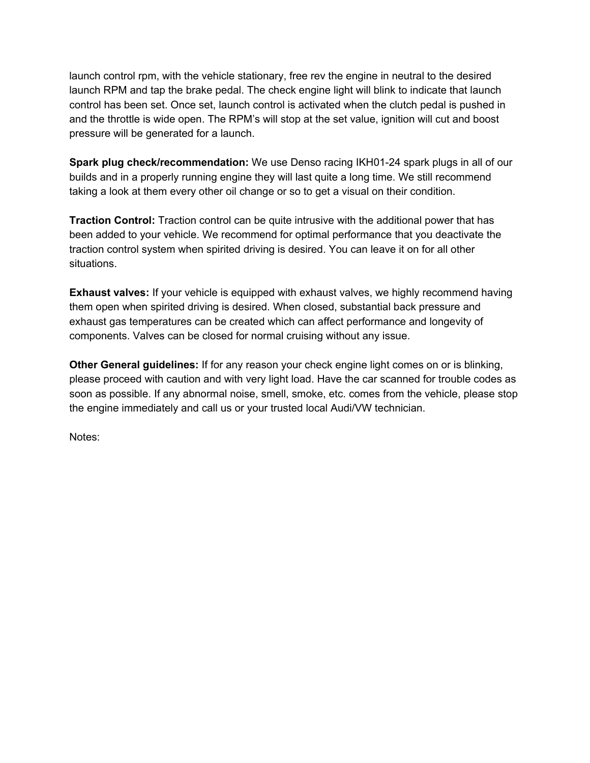launch control rpm, with the vehicle stationary, free rev the engine in neutral to the desired launch RPM and tap the brake pedal. The check engine light will blink to indicate that launch control has been set. Once set, launch control is activated when the clutch pedal is pushed in and the throttle is wide open. The RPM's will stop at the set value, ignition will cut and boost pressure will be generated for a launch.

**Spark plug check/recommendation:** We use Denso racing IKH01-24 spark plugs in all of our builds and in a properly running engine they will last quite a long time. We still recommend taking a look at them every other oil change or so to get a visual on their condition.

**Traction Control:** Traction control can be quite intrusive with the additional power that has been added to your vehicle. We recommend for optimal performance that you deactivate the traction control system when spirited driving is desired. You can leave it on for all other situations.

**Exhaust valves:** If your vehicle is equipped with exhaust valves, we highly recommend having them open when spirited driving is desired. When closed, substantial back pressure and exhaust gas temperatures can be created which can affect performance and longevity of components. Valves can be closed for normal cruising without any issue.

**Other General guidelines:** If for any reason your check engine light comes on or is blinking, please proceed with caution and with very light load. Have the car scanned for trouble codes as soon as possible. If any abnormal noise, smell, smoke, etc. comes from the vehicle, please stop the engine immediately and call us or your trusted local Audi/VW technician.

Notes: